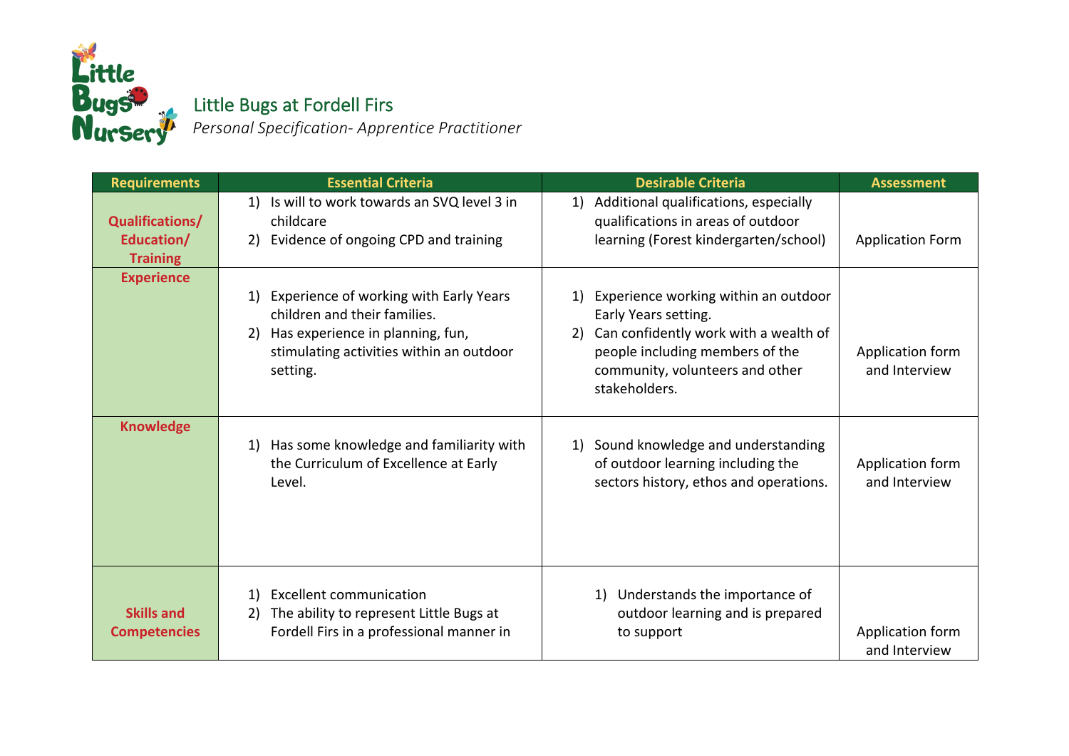# Little Bugs at Fordell Firs

*Personal Specification- Apprentice Practitioner*

| Requirements | Essential Criteria | Desirable Criteria | Assessment |
|---|---|---|---|
| **Qualifications/ Education/ Training** | 1) Is will to work towards an SVQ level 3 in childcare<br>2) Evidence of ongoing CPD and training | 1) Additional qualifications, especially qualifications in areas of outdoor learning (Forest kindergarten/school) | Application Form |
| **Experience** | 1) Experience of working with Early Years children and their families.<br>2) Has experience in planning, fun, stimulating activities within an outdoor setting. | 1) Experience working within an outdoor Early Years setting.<br>2) Can confidently work with a wealth of people including members of the community, volunteers and other stakeholders. | Application form and Interview |
| **Knowledge** | 1) Has some knowledge and familiarity with the Curriculum of Excellence at Early Level. | 1) Sound knowledge and understanding of outdoor learning including the sectors history, ethos and operations. | Application form and Interview |
| **Skills and Competencies** | 1) Excellent communication<br>2) The ability to represent Little Bugs at Fordell Firs in a professional manner in | 1) Understands the importance of outdoor learning and is prepared to support | Application form and Interview |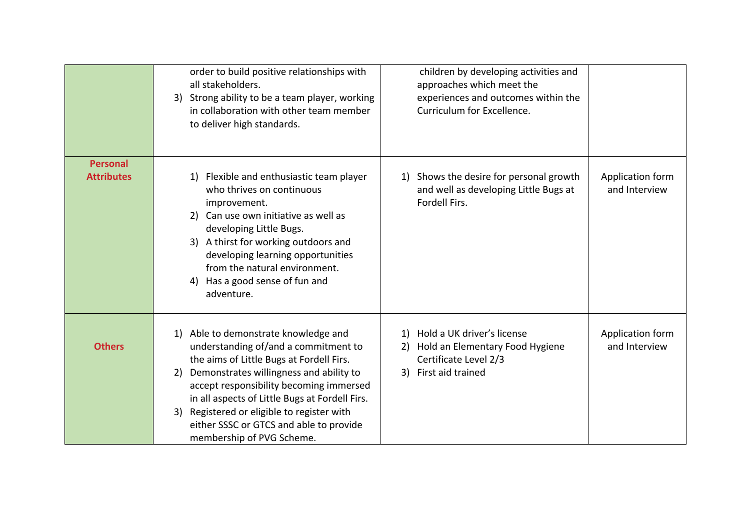| | | | |
|---|---|---|---|
| | order to build positive relationships with all stakeholders.<br>3) Strong ability to be a team player, working in collaboration with other team member to deliver high standards. | children by developing activities and approaches which meet the experiences and outcomes within the Curriculum for Excellence. | |
| **Personal Attributes** | 1) Flexible and enthusiastic team player who thrives on continuous improvement.<br>2) Can use own initiative as well as developing Little Bugs.<br>3) A thirst for working outdoors and developing learning opportunities from the natural environment.<br>4) Has a good sense of fun and adventure. | 1) Shows the desire for personal growth and well as developing Little Bugs at Fordell Firs. | Application form and Interview |
| **Others** | 1) Able to demonstrate knowledge and understanding of/and a commitment to the aims of Little Bugs at Fordell Firs.<br>2) Demonstrates willingness and ability to accept responsibility becoming immersed in all aspects of Little Bugs at Fordell Firs.<br>3) Registered or eligible to register with either SSSC or GTCS and able to provide membership of PVG Scheme. | 1) Hold a UK driver's license<br>2) Hold an Elementary Food Hygiene Certificate Level 2/3<br>3) First aid trained | Application form and Interview |